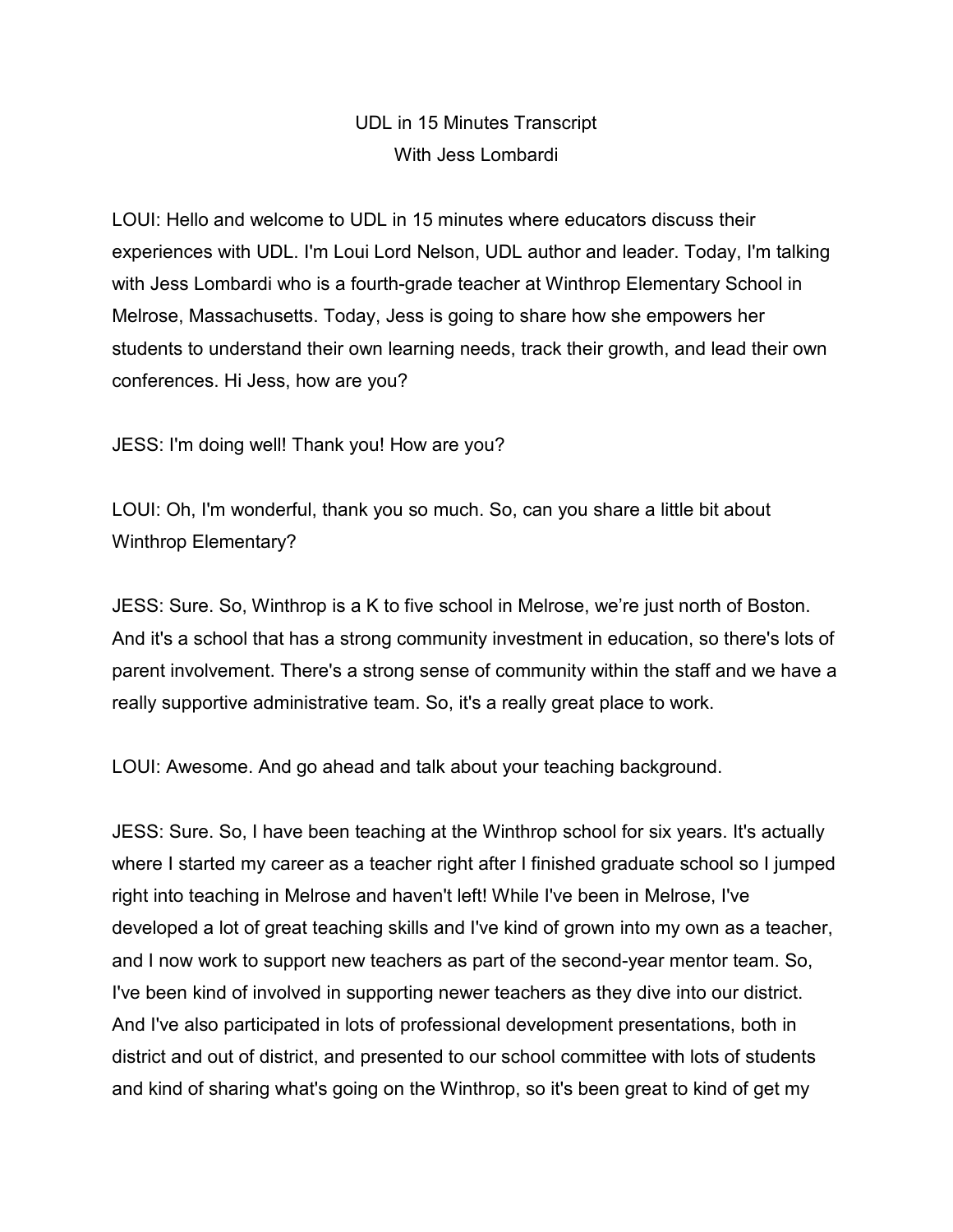# UDL in 15 Minutes Transcript
## With Jess Lombardi

LOUI: Hello and welcome to UDL in 15 minutes where educators discuss their experiences with UDL. I'm Loui Lord Nelson, UDL author and leader. Today, I'm talking with Jess Lombardi who is a fourth-grade teacher at Winthrop Elementary School in Melrose, Massachusetts. Today, Jess is going to share how she empowers her students to understand their own learning needs, track their growth, and lead their own conferences. Hi Jess, how are you?

JESS: I'm doing well! Thank you! How are you?

LOUI: Oh, I'm wonderful, thank you so much. So, can you share a little bit about Winthrop Elementary?

JESS: Sure. So, Winthrop is a K to five school in Melrose, we're just north of Boston. And it's a school that has a strong community investment in education, so there's lots of parent involvement. There's a strong sense of community within the staff and we have a really supportive administrative team. So, it's a really great place to work.

LOUI: Awesome. And go ahead and talk about your teaching background.

JESS: Sure. So, I have been teaching at the Winthrop school for six years. It's actually where I started my career as a teacher right after I finished graduate school so I jumped right into teaching in Melrose and haven't left! While I've been in Melrose, I've developed a lot of great teaching skills and I've kind of grown into my own as a teacher, and I now work to support new teachers as part of the second-year mentor team. So, I've been kind of involved in supporting newer teachers as they dive into our district. And I've also participated in lots of professional development presentations, both in district and out of district, and presented to our school committee with lots of students and kind of sharing what's going on the Winthrop, so it's been great to kind of get my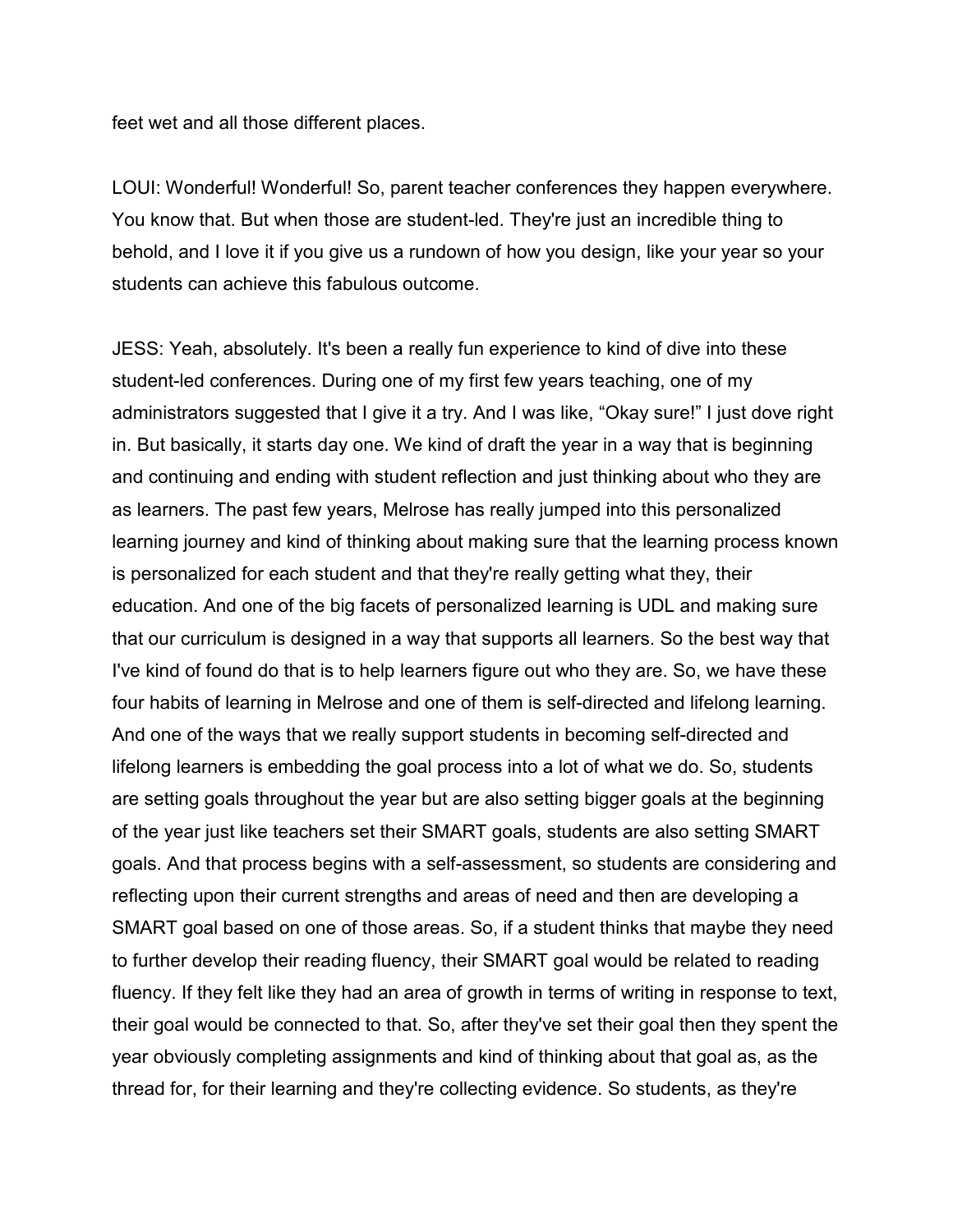feet wet and all those different places.

LOUI: Wonderful! Wonderful! So, parent teacher conferences they happen everywhere. You know that. But when those are student-led. They're just an incredible thing to behold, and I love it if you give us a rundown of how you design, like your year so your students can achieve this fabulous outcome.

JESS: Yeah, absolutely. It's been a really fun experience to kind of dive into these student-led conferences. During one of my first few years teaching, one of my administrators suggested that I give it a try. And I was like, "Okay sure!" I just dove right in. But basically, it starts day one. We kind of draft the year in a way that is beginning and continuing and ending with student reflection and just thinking about who they are as learners. The past few years, Melrose has really jumped into this personalized learning journey and kind of thinking about making sure that the learning process known is personalized for each student and that they're really getting what they, their education. And one of the big facets of personalized learning is UDL and making sure that our curriculum is designed in a way that supports all learners. So the best way that I've kind of found do that is to help learners figure out who they are. So, we have these four habits of learning in Melrose and one of them is self-directed and lifelong learning. And one of the ways that we really support students in becoming self-directed and lifelong learners is embedding the goal process into a lot of what we do. So, students are setting goals throughout the year but are also setting bigger goals at the beginning of the year just like teachers set their SMART goals, students are also setting SMART goals. And that process begins with a self-assessment, so students are considering and reflecting upon their current strengths and areas of need and then are developing a SMART goal based on one of those areas. So, if a student thinks that maybe they need to further develop their reading fluency, their SMART goal would be related to reading fluency. If they felt like they had an area of growth in terms of writing in response to text, their goal would be connected to that. So, after they've set their goal then they spent the year obviously completing assignments and kind of thinking about that goal as, as the thread for, for their learning and they're collecting evidence. So students, as they're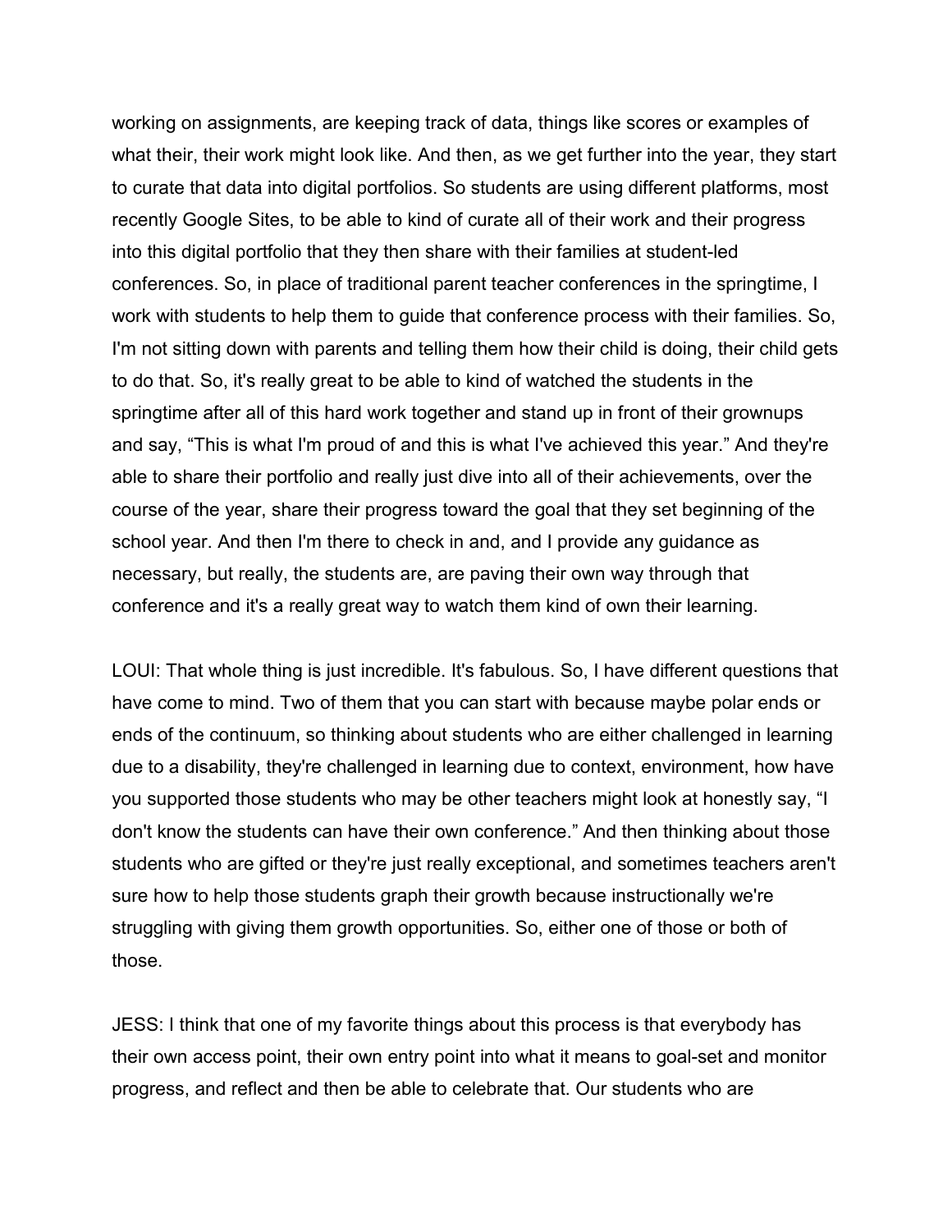working on assignments, are keeping track of data, things like scores or examples of what their, their work might look like. And then, as we get further into the year, they start to curate that data into digital portfolios. So students are using different platforms, most recently Google Sites, to be able to kind of curate all of their work and their progress into this digital portfolio that they then share with their families at student-led conferences. So, in place of traditional parent teacher conferences in the springtime, I work with students to help them to guide that conference process with their families. So, I'm not sitting down with parents and telling them how their child is doing, their child gets to do that. So, it's really great to be able to kind of watched the students in the springtime after all of this hard work together and stand up in front of their grownups and say, "This is what I'm proud of and this is what I've achieved this year." And they're able to share their portfolio and really just dive into all of their achievements, over the course of the year, share their progress toward the goal that they set beginning of the school year. And then I'm there to check in and, and I provide any guidance as necessary, but really, the students are, are paving their own way through that conference and it's a really great way to watch them kind of own their learning.

LOUI: That whole thing is just incredible. It's fabulous. So, I have different questions that have come to mind. Two of them that you can start with because maybe polar ends or ends of the continuum, so thinking about students who are either challenged in learning due to a disability, they're challenged in learning due to context, environment, how have you supported those students who may be other teachers might look at honestly say, "I don't know the students can have their own conference." And then thinking about those students who are gifted or they're just really exceptional, and sometimes teachers aren't sure how to help those students graph their growth because instructionally we're struggling with giving them growth opportunities. So, either one of those or both of those.

JESS: I think that one of my favorite things about this process is that everybody has their own access point, their own entry point into what it means to goal-set and monitor progress, and reflect and then be able to celebrate that. Our students who are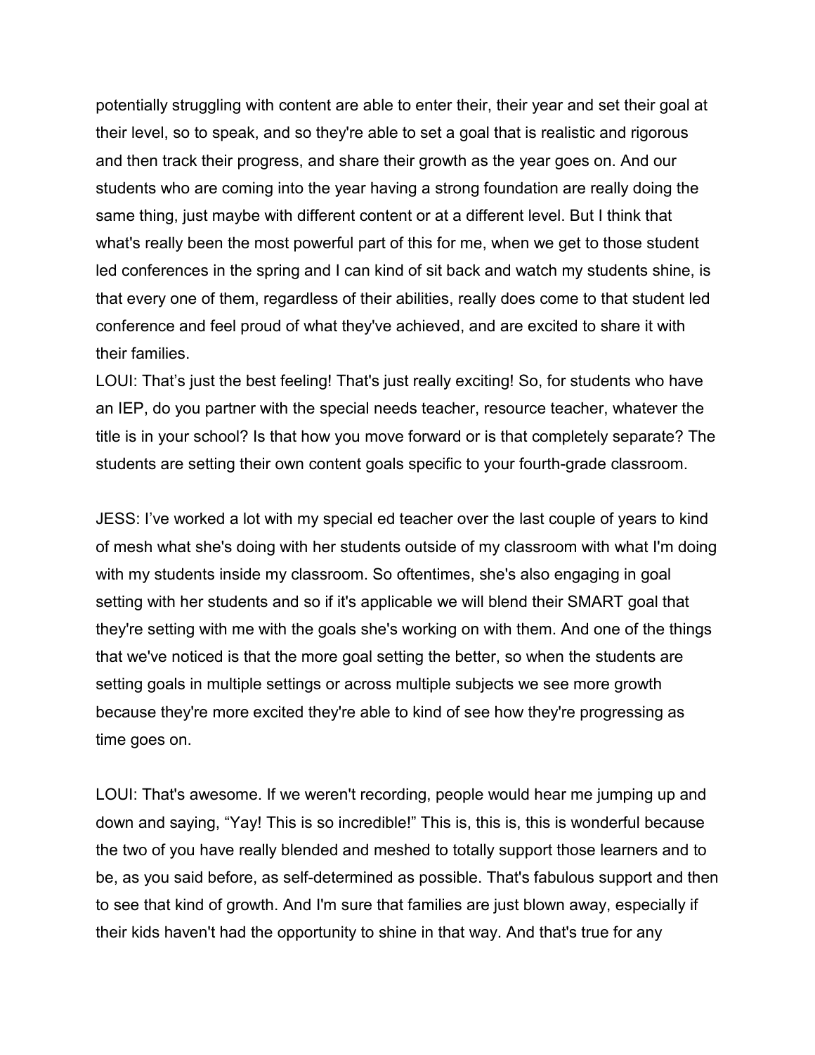potentially struggling with content are able to enter their, their year and set their goal at their level, so to speak, and so they're able to set a goal that is realistic and rigorous and then track their progress, and share their growth as the year goes on. And our students who are coming into the year having a strong foundation are really doing the same thing, just maybe with different content or at a different level. But I think that what's really been the most powerful part of this for me, when we get to those student led conferences in the spring and I can kind of sit back and watch my students shine, is that every one of them, regardless of their abilities, really does come to that student led conference and feel proud of what they've achieved, and are excited to share it with their families.

LOUI: That's just the best feeling! That's just really exciting! So, for students who have an IEP, do you partner with the special needs teacher, resource teacher, whatever the title is in your school? Is that how you move forward or is that completely separate? The students are setting their own content goals specific to your fourth-grade classroom.

JESS: I've worked a lot with my special ed teacher over the last couple of years to kind of mesh what she's doing with her students outside of my classroom with what I'm doing with my students inside my classroom. So oftentimes, she's also engaging in goal setting with her students and so if it's applicable we will blend their SMART goal that they're setting with me with the goals she's working on with them. And one of the things that we've noticed is that the more goal setting the better, so when the students are setting goals in multiple settings or across multiple subjects we see more growth because they're more excited they're able to kind of see how they're progressing as time goes on.

LOUI: That's awesome. If we weren't recording, people would hear me jumping up and down and saying, "Yay! This is so incredible!" This is, this is, this is wonderful because the two of you have really blended and meshed to totally support those learners and to be, as you said before, as self-determined as possible. That's fabulous support and then to see that kind of growth. And I'm sure that families are just blown away, especially if their kids haven't had the opportunity to shine in that way. And that's true for any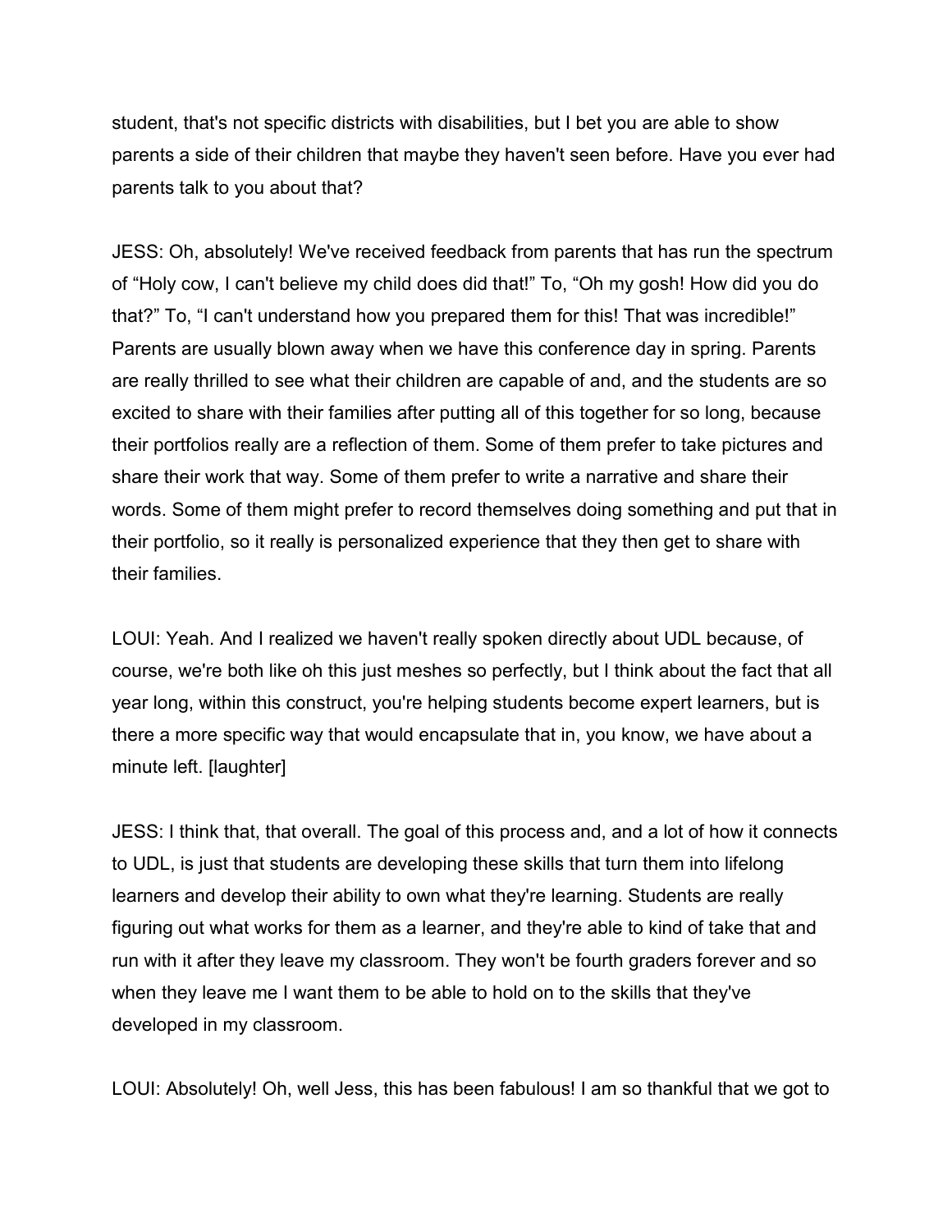student, that's not specific districts with disabilities, but I bet you are able to show parents a side of their children that maybe they haven't seen before. Have you ever had parents talk to you about that?

JESS: Oh, absolutely! We've received feedback from parents that has run the spectrum of "Holy cow, I can't believe my child does did that!" To, "Oh my gosh! How did you do that?" To, "I can't understand how you prepared them for this! That was incredible!" Parents are usually blown away when we have this conference day in spring. Parents are really thrilled to see what their children are capable of and, and the students are so excited to share with their families after putting all of this together for so long, because their portfolios really are a reflection of them. Some of them prefer to take pictures and share their work that way. Some of them prefer to write a narrative and share their words. Some of them might prefer to record themselves doing something and put that in their portfolio, so it really is personalized experience that they then get to share with their families.

LOUI: Yeah. And I realized we haven't really spoken directly about UDL because, of course, we're both like oh this just meshes so perfectly, but I think about the fact that all year long, within this construct, you're helping students become expert learners, but is there a more specific way that would encapsulate that in, you know, we have about a minute left. [laughter]

JESS: I think that, that overall. The goal of this process and, and a lot of how it connects to UDL, is just that students are developing these skills that turn them into lifelong learners and develop their ability to own what they're learning. Students are really figuring out what works for them as a learner, and they're able to kind of take that and run with it after they leave my classroom. They won't be fourth graders forever and so when they leave me I want them to be able to hold on to the skills that they've developed in my classroom.

LOUI: Absolutely! Oh, well Jess, this has been fabulous! I am so thankful that we got to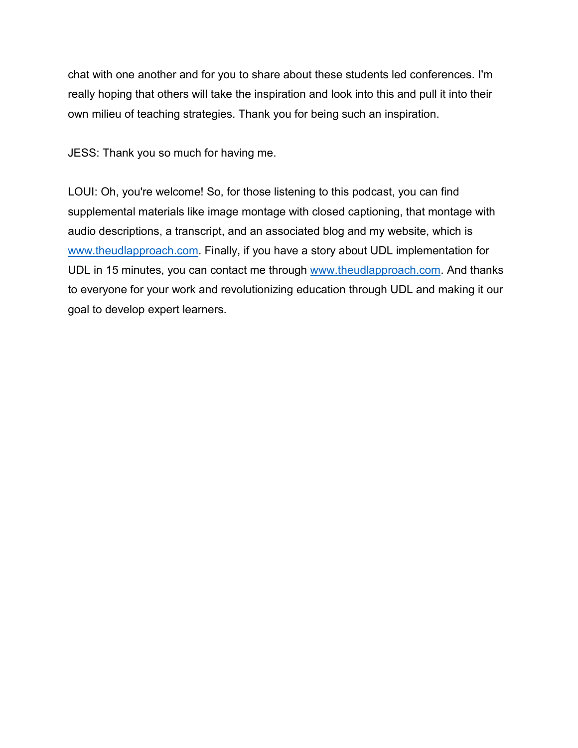chat with one another and for you to share about these students led conferences. I'm really hoping that others will take the inspiration and look into this and pull it into their own milieu of teaching strategies. Thank you for being such an inspiration.

JESS: Thank you so much for having me.

LOUI: Oh, you're welcome! So, for those listening to this podcast, you can find supplemental materials like image montage with closed captioning, that montage with audio descriptions, a transcript, and an associated blog and my website, which is [www.theudlapproach.com](http://www.theudlapproach.com). Finally, if you have a story about UDL implementation for UDL in 15 minutes, you can contact me through [www.theudlapproach.com](http://www.theudlapproach.com). And thanks to everyone for your work and revolutionizing education through UDL and making it our goal to develop expert learners.